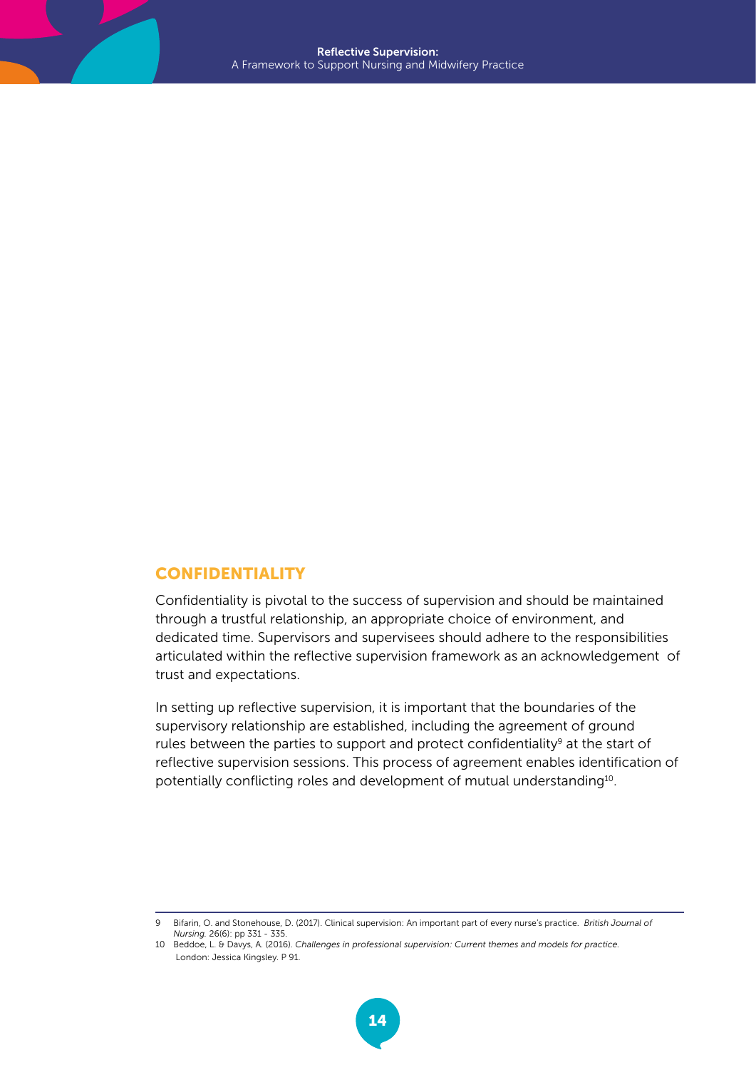## CONFIDENTIALITY

Confidentiality is pivotal to the success of supervision and should be maintained through a trustful relationship, an appropriate choice of environment, and dedicated time. Supervisors and supervisees should adhere to the responsibilities articulated within the reflective supervision framework as an acknowledgement of trust and expectations.

In setting up reflective supervision, it is important that the boundaries of the supervisory relationship are established, including the agreement of ground rules between the parties to support and protect confidentiality[9] at the start of reflective supervision sessions. This process of agreement enables identification of potentially conflicting roles and development of mutual understanding[10].

---

9 Bifarin, O. and Stonehouse, D. (2017). Clinical supervision: An important part of every nurse's practice. *British Journal of Nursing.* 26(6): pp 331 - 335.

10 Beddoe, L. & Davys, A. (2016). *Challenges in professional supervision: Current themes and models for practice.* London: Jessica Kingsley. P 91.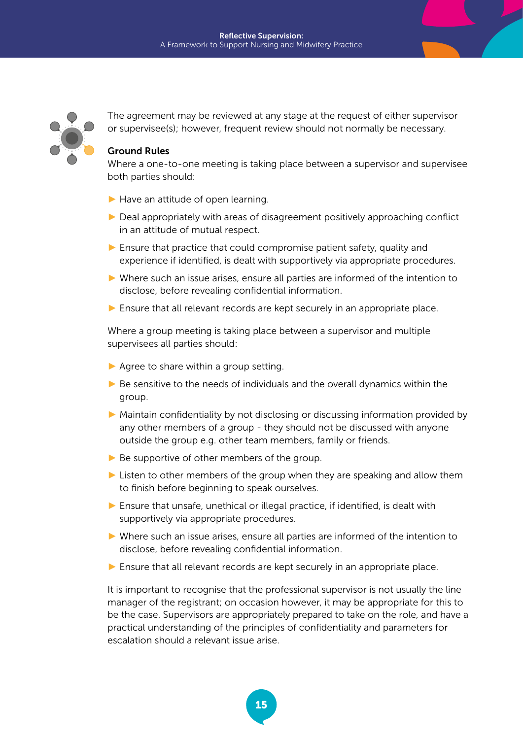The agreement may be reviewed at any stage at the request of either supervisor or supervisee(s); however, frequent review should not normally be necessary.

**Ground Rules**

Where a one-to-one meeting is taking place between a supervisor and supervisee both parties should:

- Have an attitude of open learning.
- Deal appropriately with areas of disagreement positively approaching conflict in an attitude of mutual respect.
- Ensure that practice that could compromise patient safety, quality and experience if identified, is dealt with supportively via appropriate procedures.
- Where such an issue arises, ensure all parties are informed of the intention to disclose, before revealing confidential information.
- Ensure that all relevant records are kept securely in an appropriate place.

Where a group meeting is taking place between a supervisor and multiple supervisees all parties should:

- Agree to share within a group setting.
- Be sensitive to the needs of individuals and the overall dynamics within the group.
- Maintain confidentiality by not disclosing or discussing information provided by any other members of a group - they should not be discussed with anyone outside the group e.g. other team members, family or friends.
- Be supportive of other members of the group.
- Listen to other members of the group when they are speaking and allow them to finish before beginning to speak ourselves.
- Ensure that unsafe, unethical or illegal practice, if identified, is dealt with supportively via appropriate procedures.
- Where such an issue arises, ensure all parties are informed of the intention to disclose, before revealing confidential information.
- Ensure that all relevant records are kept securely in an appropriate place.

It is important to recognise that the professional supervisor is not usually the line manager of the registrant; on occasion however, it may be appropriate for this to be the case. Supervisors are appropriately prepared to take on the role, and have a practical understanding of the principles of confidentiality and parameters for escalation should a relevant issue arise.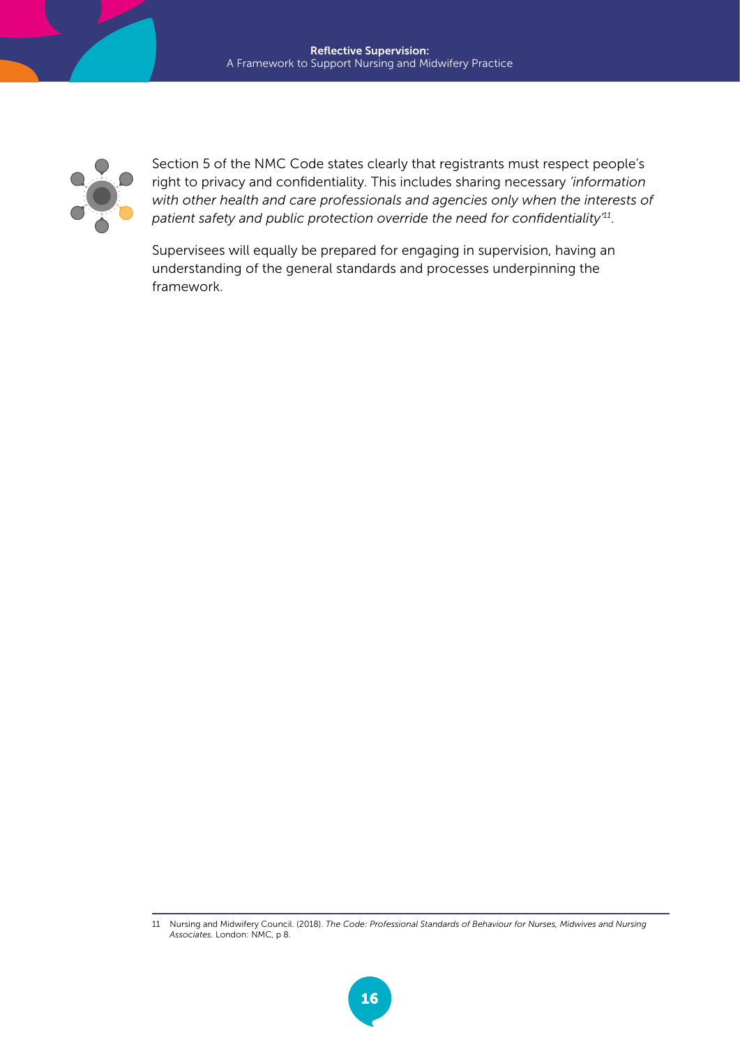Section 5 of the NMC Code states clearly that registrants must respect people's right to privacy and confidentiality. This includes sharing necessary *'information with other health and care professionals and agencies only when the interests of patient safety and public protection override the need for confidentiality'*[11].

Supervisees will equally be prepared for engaging in supervision, having an understanding of the general standards and processes underpinning the framework.

---

11 Nursing and Midwifery Council. (2018). *The Code: Professional Standards of Behaviour for Nurses, Midwives and Nursing Associates.* London: NMC, p 8.